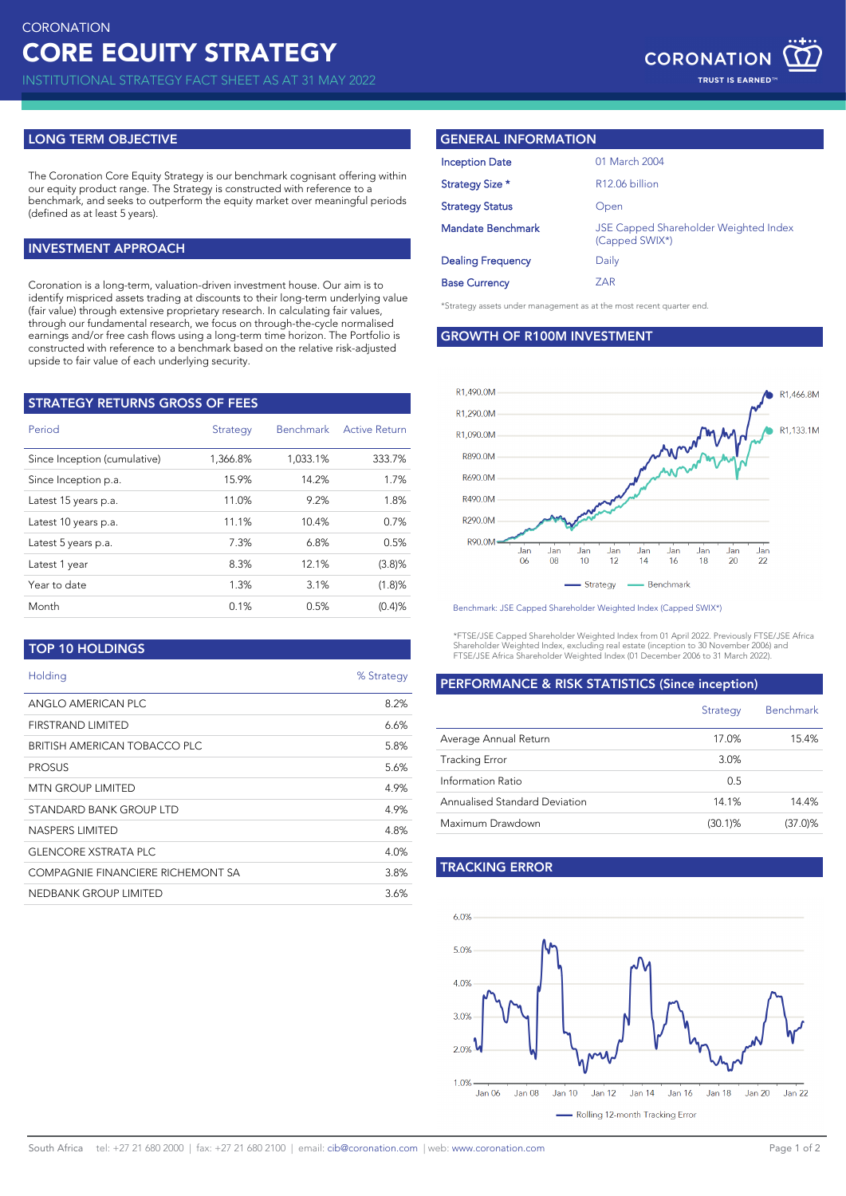CORONATION

# CORE EQUITY STRATEGY

INSTITUTIONAL STRATEGY FACT SHEET AS AT 31 MAY 2022

CORONATION
TRUST IS EARNED™

## LONG TERM OBJECTIVE

The Coronation Core Equity Strategy is our benchmark cognisant offering within our equity product range. The Strategy is constructed with reference to a benchmark, and seeks to outperform the equity market over meaningful periods (defined as at least 5 years).

## INVESTMENT APPROACH

Coronation is a long-term, valuation-driven investment house. Our aim is to identify mispriced assets trading at discounts to their long-term underlying value (fair value) through extensive proprietary research. In calculating fair values, through our fundamental research, we focus on through-the-cycle normalised earnings and/or free cash flows using a long-term time horizon. The Portfolio is constructed with reference to a benchmark based on the relative risk-adjusted upside to fair value of each underlying security.

## STRATEGY RETURNS GROSS OF FEES

| Period | Strategy | Benchmark | Active Return |
|---|---|---|---|
| Since Inception (cumulative) | 1,366.8% | 1,033.1% | 333.7% |
| Since Inception p.a. | 15.9% | 14.2% | 1.7% |
| Latest 15 years p.a. | 11.0% | 9.2% | 1.8% |
| Latest 10 years p.a. | 11.1% | 10.4% | 0.7% |
| Latest 5 years p.a. | 7.3% | 6.8% | 0.5% |
| Latest 1 year | 8.3% | 12.1% | (3.8)% |
| Year to date | 1.3% | 3.1% | (1.8)% |
| Month | 0.1% | 0.5% | (0.4)% |

## TOP 10 HOLDINGS

| Holding | % Strategy |
|---|---|
| ANGLO AMERICAN PLC | 8.2% |
| FIRSTRAND LIMITED | 6.6% |
| BRITISH AMERICAN TOBACCO PLC | 5.8% |
| PROSUS | 5.6% |
| MTN GROUP LIMITED | 4.9% |
| STANDARD BANK GROUP LTD | 4.9% |
| NASPERS LIMITED | 4.8% |
| GLENCORE XSTRATA PLC | 4.0% |
| COMPAGNIE FINANCIERE RICHEMONT SA | 3.8% |
| NEDBANK GROUP LIMITED | 3.6% |

## GENERAL INFORMATION

| | |
|---|---|
| Inception Date | 01 March 2004 |
| Strategy Size * | R12.06 billion |
| Strategy Status | Open |
| Mandate Benchmark | JSE Capped Shareholder Weighted Index (Capped SWIX*) |
| Dealing Frequency | Daily |
| Base Currency | ZAR |

*Strategy assets under management as at the most recent quarter end.

## GROWTH OF R100M INVESTMENT

Strategy: R1,466.8M; Benchmark: R1,133.1M

Benchmark: JSE Capped Shareholder Weighted Index (Capped SWIX*)

*FTSE/JSE Capped Shareholder Weighted Index from 01 April 2022. Previously FTSE/JSE Africa Shareholder Weighted Index, excluding real estate (inception to 30 November 2006) and FTSE/JSE Africa Shareholder Weighted Index (01 December 2006 to 31 March 2022).

## PERFORMANCE & RISK STATISTICS (Since inception)

| | Strategy | Benchmark |
|---|---|---|
| Average Annual Return | 17.0% | 15.4% |
| Tracking Error | 3.0% | |
| Information Ratio | 0.5 | |
| Annualised Standard Deviation | 14.1% | 14.4% |
| Maximum Drawdown | (30.1)% | (37.0)% |

## TRACKING ERROR

Rolling 12-month Tracking Error

South Africa tel: +27 21 680 2000 | fax: +27 21 680 2100 | email: cib@coronation.com | web: www.coronation.com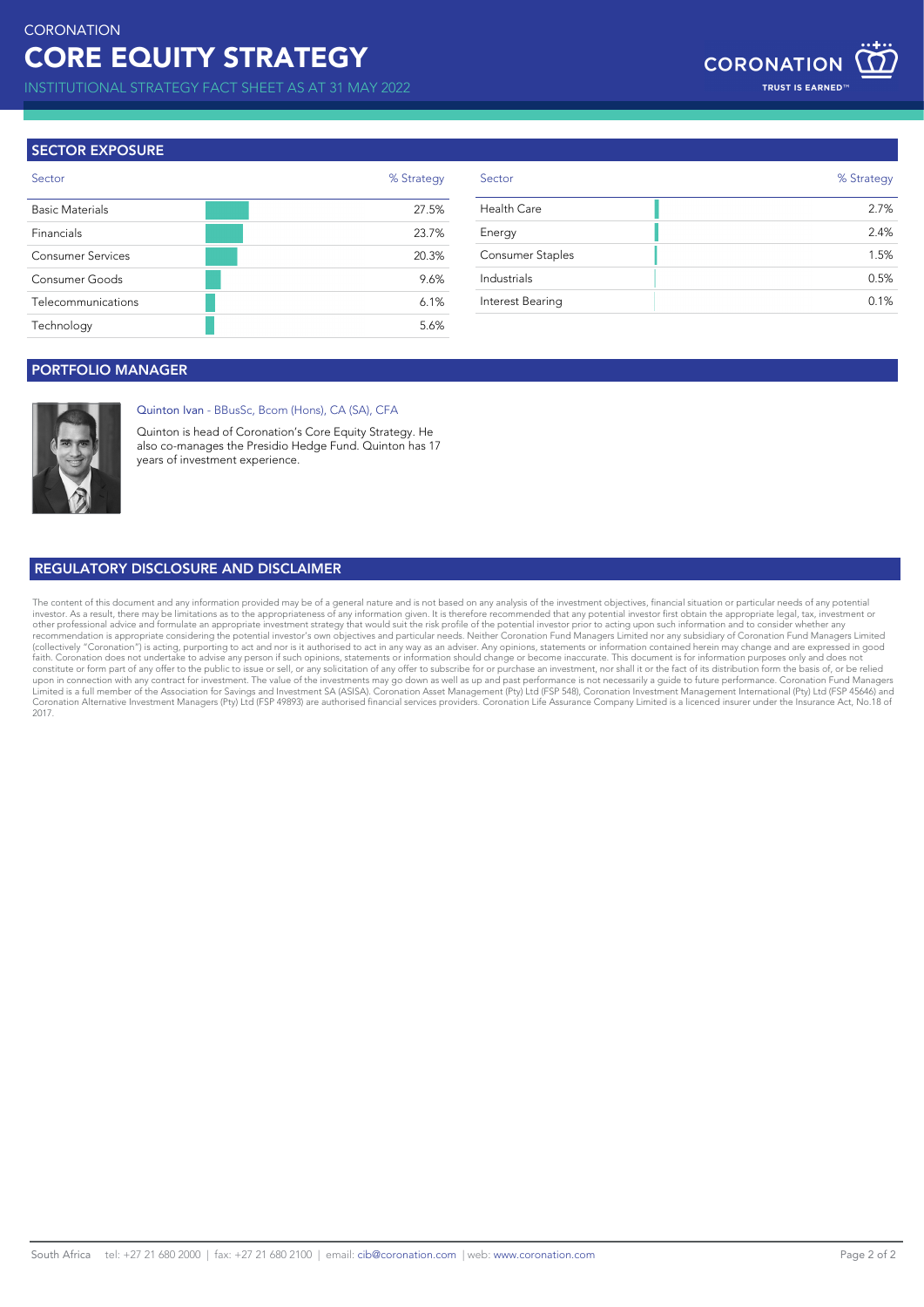CORONATION

# CORE EQUITY STRATEGY

INSTITUTIONAL STRATEGY FACT SHEET AS AT 31 MAY 2022

CORONATION
TRUST IS EARNED™

## SECTOR EXPOSURE

| Sector | % Strategy |
|---|---|
| Basic Materials | 27.5% |
| Financials | 23.7% |
| Consumer Services | 20.3% |
| Consumer Goods | 9.6% |
| Telecommunications | 6.1% |
| Technology | 5.6% |
| Health Care | 2.7% |
| Energy | 2.4% |
| Consumer Staples | 1.5% |
| Industrials | 0.5% |
| Interest Bearing | 0.1% |

## PORTFOLIO MANAGER

Quinton Ivan - BBusSc, Bcom (Hons), CA (SA), CFA

Quinton is head of Coronation's Core Equity Strategy. He also co-manages the Presidio Hedge Fund. Quinton has 17 years of investment experience.

## REGULATORY DISCLOSURE AND DISCLAIMER

The content of this document and any information provided may be of a general nature and is not based on any analysis of the investment objectives, financial situation or particular needs of any potential investor. As a result, there may be limitations as to the appropriateness of any information given. It is therefore recommended that any potential investor first obtain the appropriate legal, tax, investment or other professional advice and formulate an appropriate investment strategy that would suit the risk profile of the potential investor prior to acting upon such information and to consider whether any recommendation is appropriate considering the potential investor's own objectives and particular needs. Neither Coronation Fund Managers Limited nor any subsidiary of Coronation Fund Managers Limited (collectively "Coronation") is acting, purporting to act and nor is it authorised to act in any way as an adviser. Any opinions, statements or information contained herein may change and are expressed in good faith. Coronation does not undertake to advise any person if such opinions, statements or information should change or become inaccurate. This document is for information purposes only and does not constitute or form part of any offer to the public to issue or sell, or any solicitation of any offer to subscribe for or purchase an investment, nor shall it or the fact of its distribution form the basis of, or be relied upon in connection with any contract for investment. The value of the investments may go down as well as up and past performance is not necessarily a guide to future performance. Coronation Fund Managers Limited is a full member of the Association for Savings and Investment SA (ASISA). Coronation Asset Management (Pty) Ltd (FSP 548), Coronation Investment Management International (Pty) Ltd (FSP 45646) and Coronation Alternative Investment Managers (Pty) Ltd (FSP 49893) are authorised financial services providers. Coronation Life Assurance Company Limited is a licenced insurer under the Insurance Act, No.18 of 2017.

South Africa tel: +27 21 680 2000 | fax: +27 21 680 2100 | email: cib@coronation.com | web: www.coronation.com